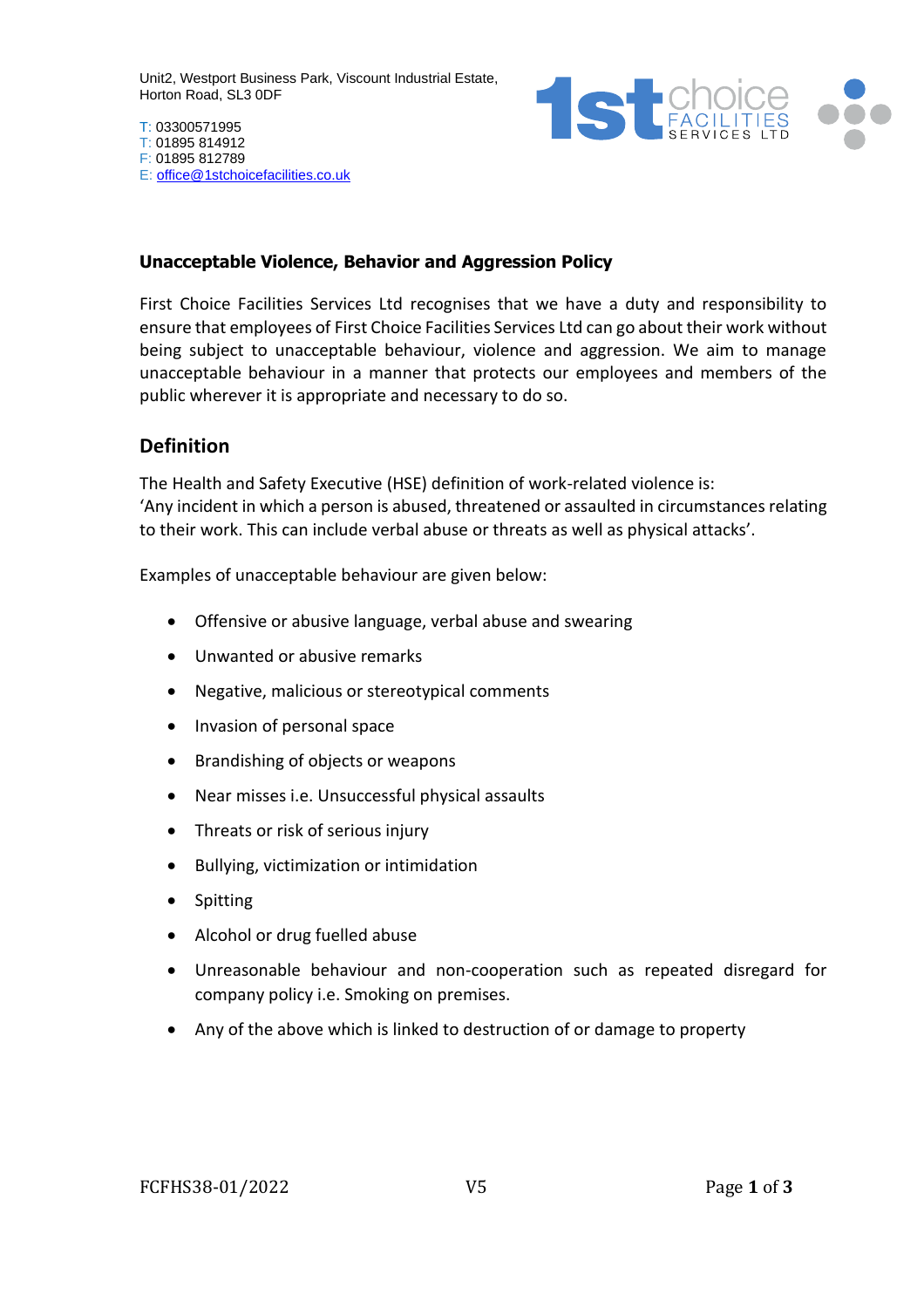Unit2, Westport Business Park, Viscount Industrial Estate,
Horton Road, SL3 0DF

T: 03300571995
T: 01895 814912
F: 01895 812789
E: office@1stchoicefacilities.co.uk

1st choice FACILITIES SERVICES LTD

## Unacceptable Violence, Behavior and Aggression Policy

First Choice Facilities Services Ltd recognises that we have a duty and responsibility to ensure that employees of First Choice Facilities Services Ltd can go about their work without being subject to unacceptable behaviour, violence and aggression. We aim to manage unacceptable behaviour in a manner that protects our employees and members of the public wherever it is appropriate and necessary to do so.

## Definition

The Health and Safety Executive (HSE) definition of work-related violence is:
'Any incident in which a person is abused, threatened or assaulted in circumstances relating to their work. This can include verbal abuse or threats as well as physical attacks'.

Examples of unacceptable behaviour are given below:

- Offensive or abusive language, verbal abuse and swearing
- Unwanted or abusive remarks
- Negative, malicious or stereotypical comments
- Invasion of personal space
- Brandishing of objects or weapons
- Near misses i.e. Unsuccessful physical assaults
- Threats or risk of serious injury
- Bullying, victimization or intimidation
- Spitting
- Alcohol or drug fuelled abuse
- Unreasonable behaviour and non-cooperation such as repeated disregard for company policy i.e. Smoking on premises.
- Any of the above which is linked to destruction of or damage to property

FCFHS38-01/2022 V5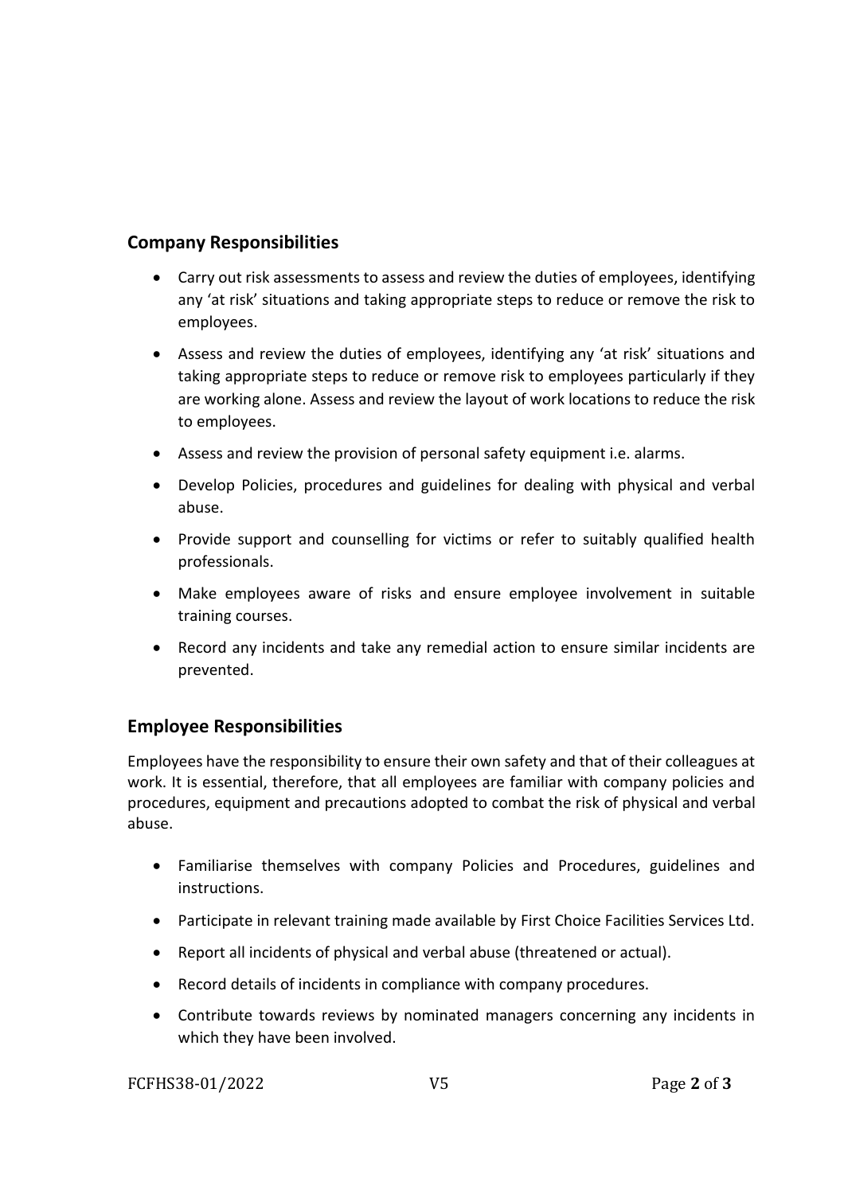## Company Responsibilities

- Carry out risk assessments to assess and review the duties of employees, identifying any 'at risk' situations and taking appropriate steps to reduce or remove the risk to employees.
- Assess and review the duties of employees, identifying any 'at risk' situations and taking appropriate steps to reduce or remove risk to employees particularly if they are working alone. Assess and review the layout of work locations to reduce the risk to employees.
- Assess and review the provision of personal safety equipment i.e. alarms.
- Develop Policies, procedures and guidelines for dealing with physical and verbal abuse.
- Provide support and counselling for victims or refer to suitably qualified health professionals.
- Make employees aware of risks and ensure employee involvement in suitable training courses.
- Record any incidents and take any remedial action to ensure similar incidents are prevented.

## Employee Responsibilities

Employees have the responsibility to ensure their own safety and that of their colleagues at work. It is essential, therefore, that all employees are familiar with company policies and procedures, equipment and precautions adopted to combat the risk of physical and verbal abuse.

- Familiarise themselves with company Policies and Procedures, guidelines and instructions.
- Participate in relevant training made available by First Choice Facilities Services Ltd.
- Report all incidents of physical and verbal abuse (threatened or actual).
- Record details of incidents in compliance with company procedures.
- Contribute towards reviews by nominated managers concerning any incidents in which they have been involved.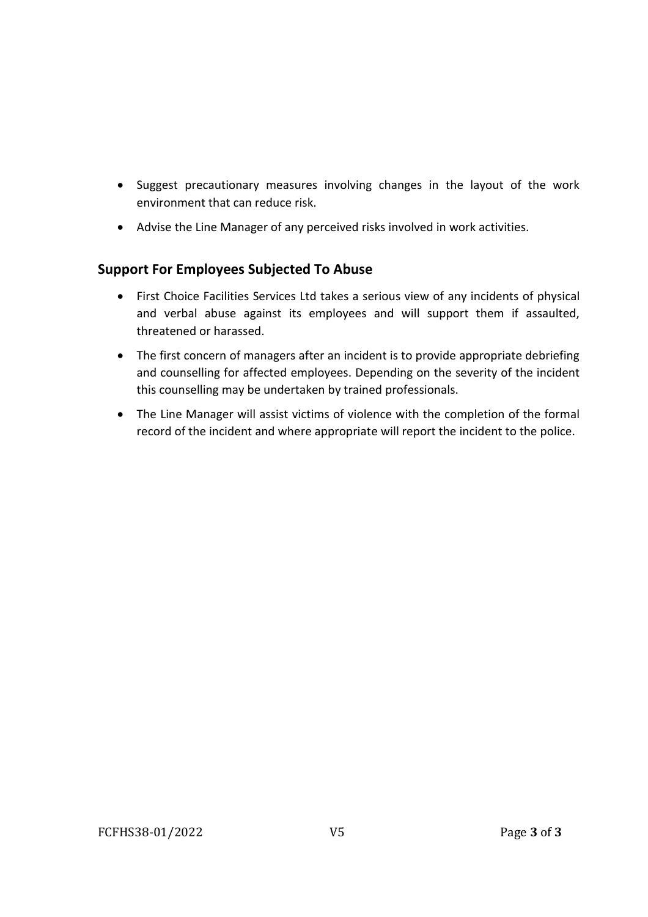- Suggest precautionary measures involving changes in the layout of the work environment that can reduce risk.
- Advise the Line Manager of any perceived risks involved in work activities.

## Support For Employees Subjected To Abuse

- First Choice Facilities Services Ltd takes a serious view of any incidents of physical and verbal abuse against its employees and will support them if assaulted, threatened or harassed.
- The first concern of managers after an incident is to provide appropriate debriefing and counselling for affected employees. Depending on the severity of the incident this counselling may be undertaken by trained professionals.
- The Line Manager will assist victims of violence with the completion of the formal record of the incident and where appropriate will report the incident to the police.